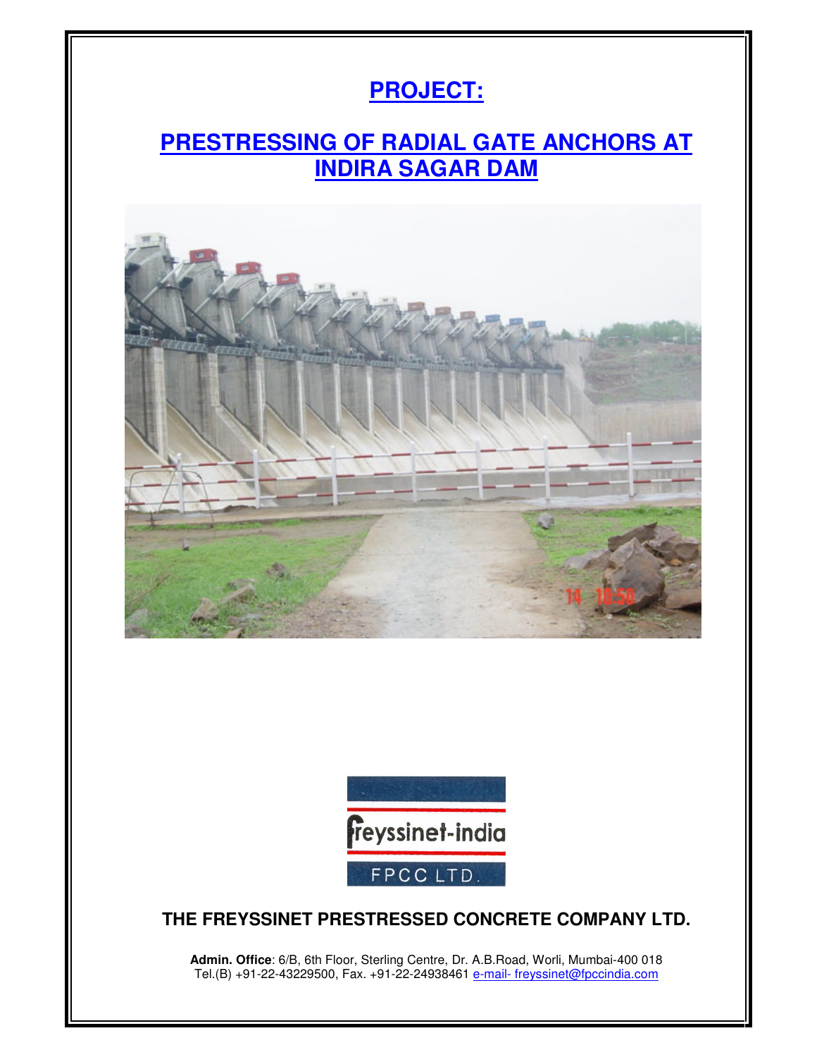# PROJECT:

## PRESTRESSING OF RADIAL GATE ANCHORS AT INDIRA SAGAR DAM

**THE FREYSSINET PRESTRESSED CONCRETE COMPANY LTD.**

**Admin. Office**: 6/B, 6th Floor, Sterling Centre, Dr. A.B.Road, Worli, Mumbai-400 018
Tel.(B) +91-22-43229500, Fax. +91-22-24938461 e-mail- freyssinet@fpccindia.com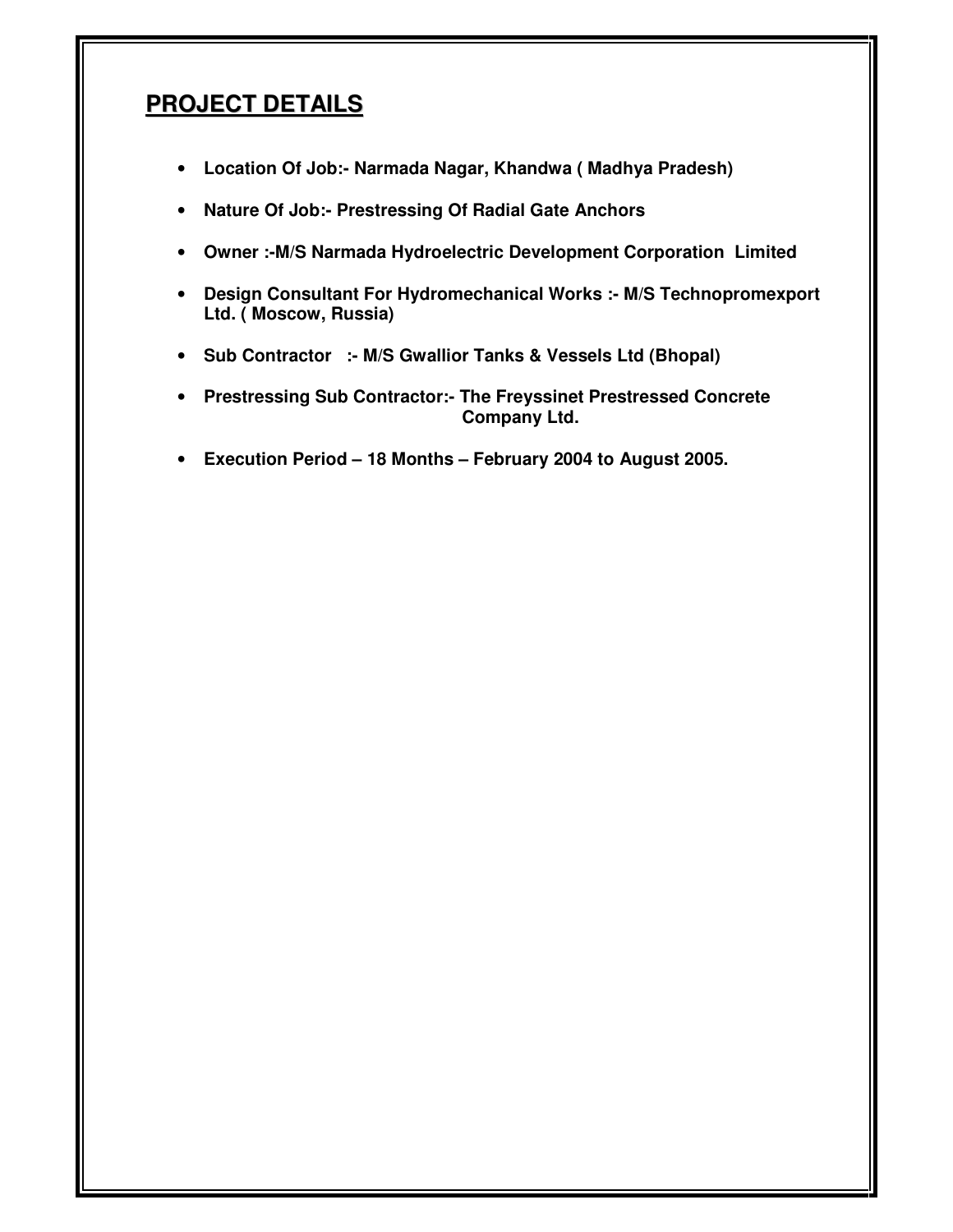## PROJECT DETAILS

- **Location Of Job:- Narmada Nagar, Khandwa ( Madhya Pradesh)**
- **Nature Of Job:- Prestressing Of Radial Gate Anchors**
- **Owner :-M/S Narmada Hydroelectric Development Corporation Limited**
- **Design Consultant For Hydromechanical Works :- M/S Technopromexport Ltd. ( Moscow, Russia)**
- **Sub Contractor :- M/S Gwallior Tanks & Vessels Ltd (Bhopal)**
- **Prestressing Sub Contractor:- The Freyssinet Prestressed Concrete Company Ltd.**
- **Execution Period – 18 Months – February 2004 to August 2005.**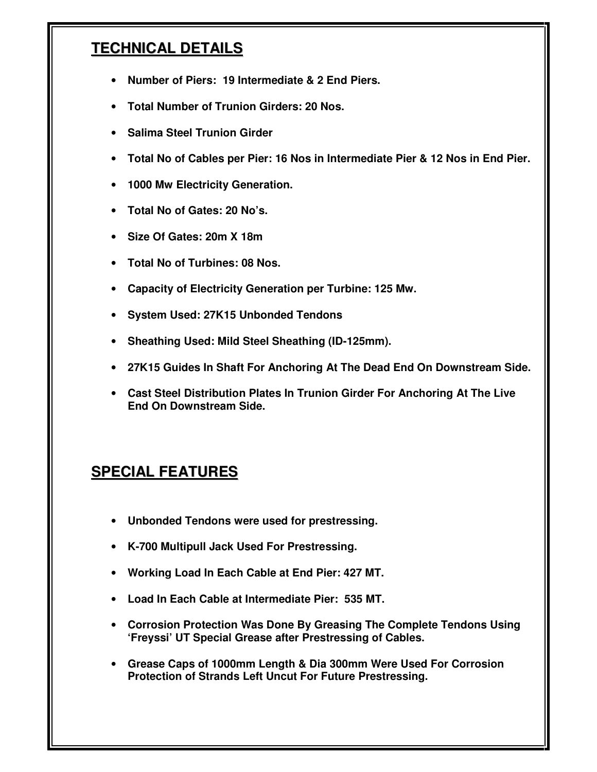## TECHNICAL DETAILS

- **Number of Piers: 19 Intermediate & 2 End Piers.**
- **Total Number of Trunion Girders: 20 Nos.**
- **Salima Steel Trunion Girder**
- **Total No of Cables per Pier: 16 Nos in Intermediate Pier & 12 Nos in End Pier.**
- **1000 Mw Electricity Generation.**
- **Total No of Gates: 20 No's.**
- **Size Of Gates: 20m X 18m**
- **Total No of Turbines: 08 Nos.**
- **Capacity of Electricity Generation per Turbine: 125 Mw.**
- **System Used: 27K15 Unbonded Tendons**
- **Sheathing Used: Mild Steel Sheathing (ID-125mm).**
- **27K15 Guides In Shaft For Anchoring At The Dead End On Downstream Side.**
- **Cast Steel Distribution Plates In Trunion Girder For Anchoring At The Live End On Downstream Side.**

## SPECIAL FEATURES

- **Unbonded Tendons were used for prestressing.**
- **K-700 Multipull Jack Used For Prestressing.**
- **Working Load In Each Cable at End Pier: 427 MT.**
- **Load In Each Cable at Intermediate Pier: 535 MT.**
- **Corrosion Protection Was Done By Greasing The Complete Tendons Using 'Freyssi' UT Special Grease after Prestressing of Cables.**
- **Grease Caps of 1000mm Length & Dia 300mm Were Used For Corrosion Protection of Strands Left Uncut For Future Prestressing.**